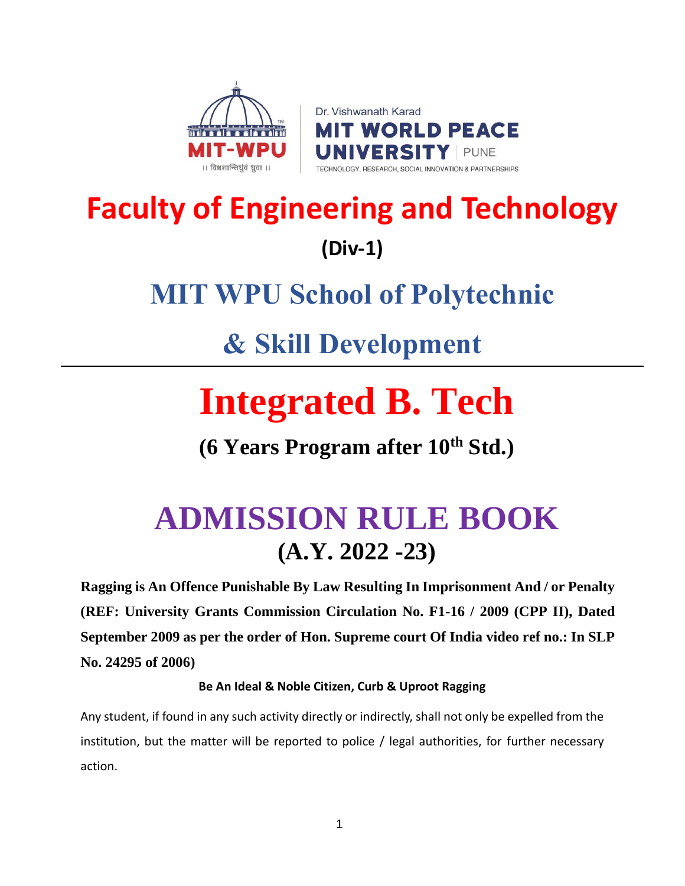Dr. Vishwanath Karad
MIT WORLD PEACE UNIVERSITY | PUNE
TECHNOLOGY, RESEARCH, SOCIAL INNOVATION & PARTNERSHIPS

MIT-WPU
।। विश्वशान्तिर्ध्रुवं ध्रुवा ।।

# Faculty of Engineering and Technology

## (Div-1)

## MIT WPU School of Polytechnic & Skill Development

# Integrated B. Tech

## (6 Years Program after 10th Std.)

# ADMISSION RULE BOOK

## (A.Y. 2022 -23)

**Ragging is An Offence Punishable By Law Resulting In Imprisonment And / or Penalty (REF: University Grants Commission Circulation No. F1-16 / 2009 (CPP II), Dated September 2009 as per the order of Hon. Supreme court Of India video ref no.: In SLP No. 24295 of 2006)**

**Be An Ideal & Noble Citizen, Curb & Uproot Ragging**

Any student, if found in any such activity directly or indirectly, shall not only be expelled from the institution, but the matter will be reported to police / legal authorities, for further necessary action.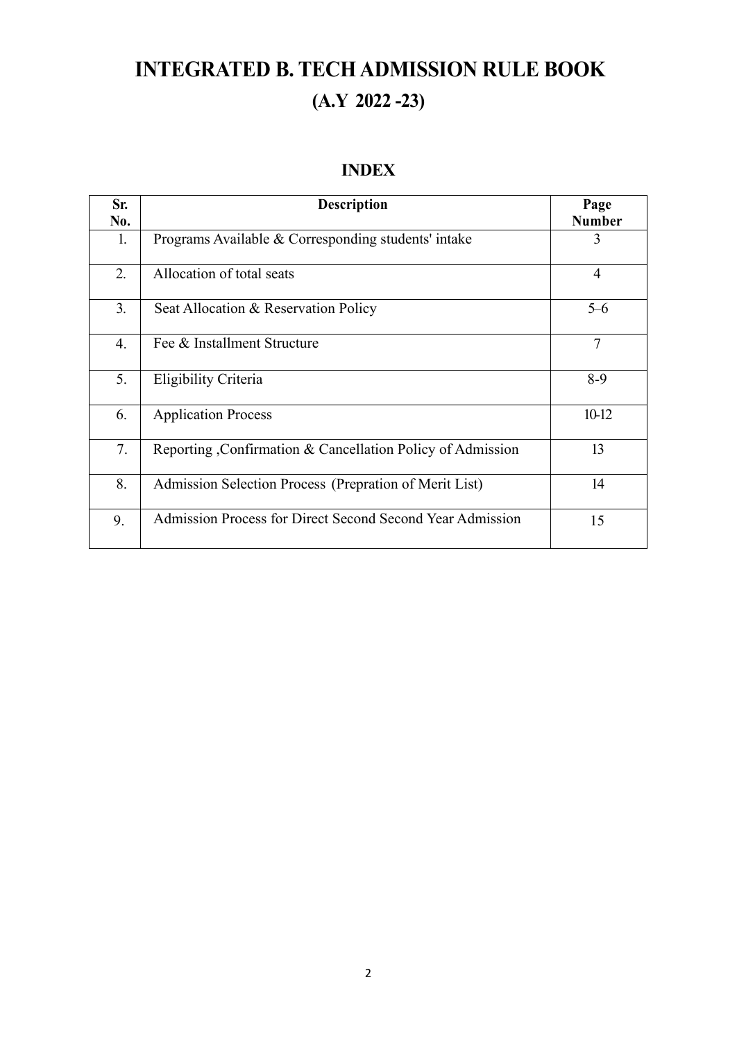# INTEGRATED B. TECH ADMISSION RULE BOOK

## (A.Y 2022 -23)

### INDEX

| Sr. No. | Description | Page Number |
|---|---|---|
| 1. | Programs Available & Corresponding students' intake | 3 |
| 2. | Allocation of total seats | 4 |
| 3. | Seat Allocation & Reservation Policy | 5–6 |
| 4. | Fee & Installment Structure | 7 |
| 5. | Eligibility Criteria | 8-9 |
| 6. | Application Process | 10-12 |
| 7. | Reporting ,Confirmation & Cancellation Policy of Admission | 13 |
| 8. | Admission Selection Process (Prepration of Merit List) | 14 |
| 9. | Admission Process for Direct Second Second Year Admission | 15 |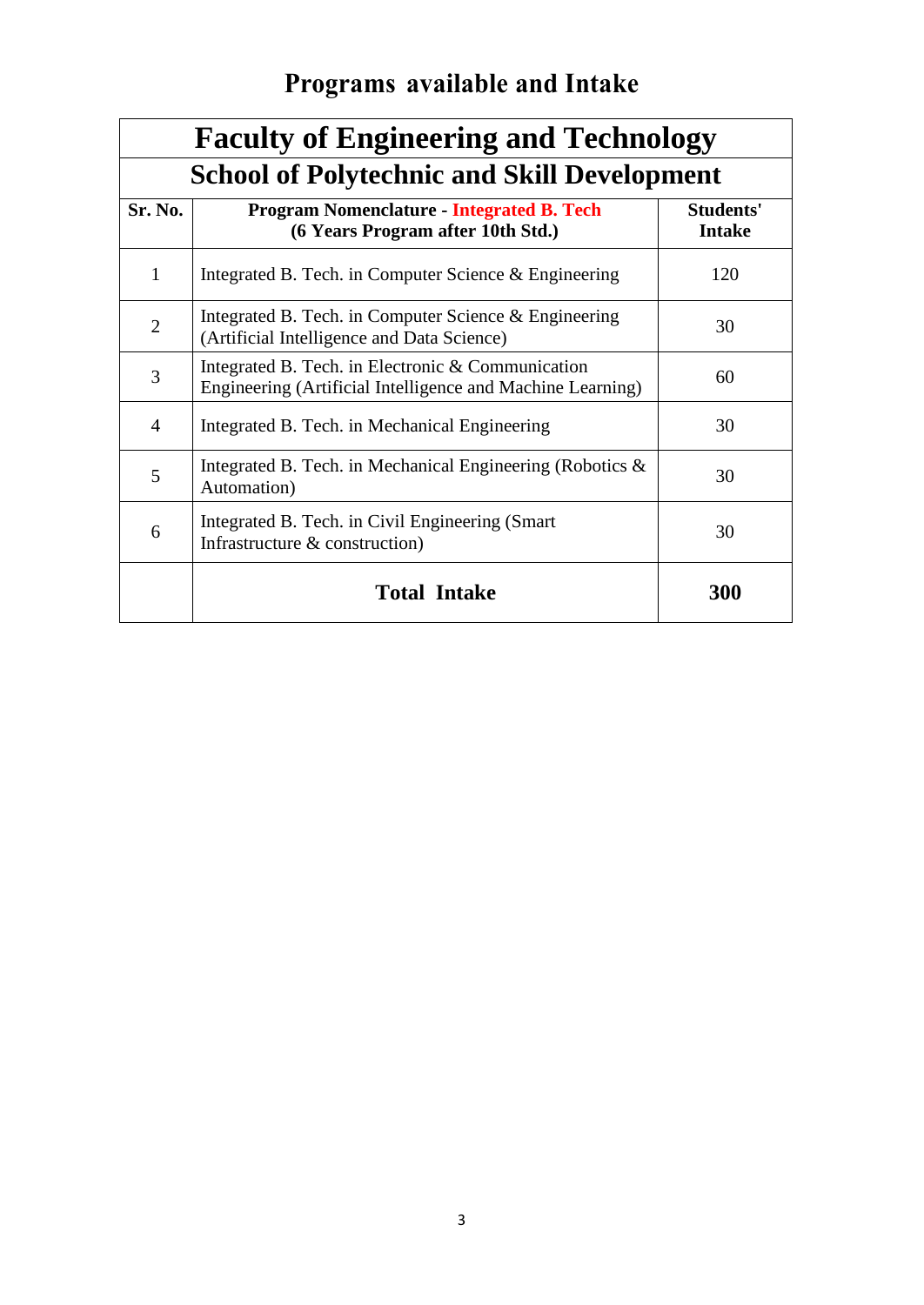# Programs available and Intake

| Faculty of Engineering and Technology | | |
|---|---|---|
| **School of Polytechnic and Skill Development** | | |
| **Sr. No.** | **Program Nomenclature - Integrated B. Tech (6 Years Program after 10th Std.)** | **Students' Intake** |
| 1 | Integrated B. Tech. in Computer Science & Engineering | 120 |
| 2 | Integrated B. Tech. in Computer Science & Engineering (Artificial Intelligence and Data Science) | 30 |
| 3 | Integrated B. Tech. in Electronic & Communication Engineering (Artificial Intelligence and Machine Learning) | 60 |
| 4 | Integrated B. Tech. in Mechanical Engineering | 30 |
| 5 | Integrated B. Tech. in Mechanical Engineering (Robotics & Automation) | 30 |
| 6 | Integrated B. Tech. in Civil Engineering (Smart Infrastructure & construction) | 30 |
| | **Total Intake** | **300** |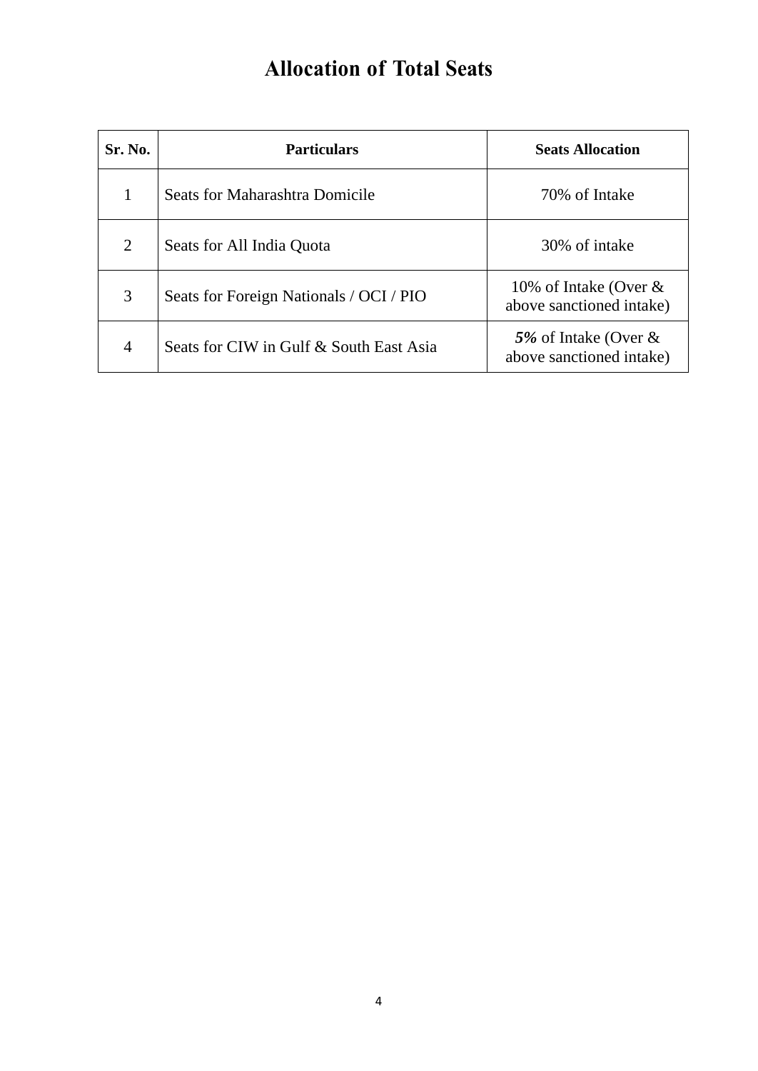# Allocation of Total Seats

| Sr. No. | Particulars | Seats Allocation |
|---|---|---|
| 1 | Seats for Maharashtra Domicile | 70% of Intake |
| 2 | Seats for All India Quota | 30% of intake |
| 3 | Seats for Foreign Nationals / OCI / PIO | 10% of Intake (Over & above sanctioned intake) |
| 4 | Seats for CIW in Gulf & South East Asia | ***5%*** of Intake (Over & above sanctioned intake) |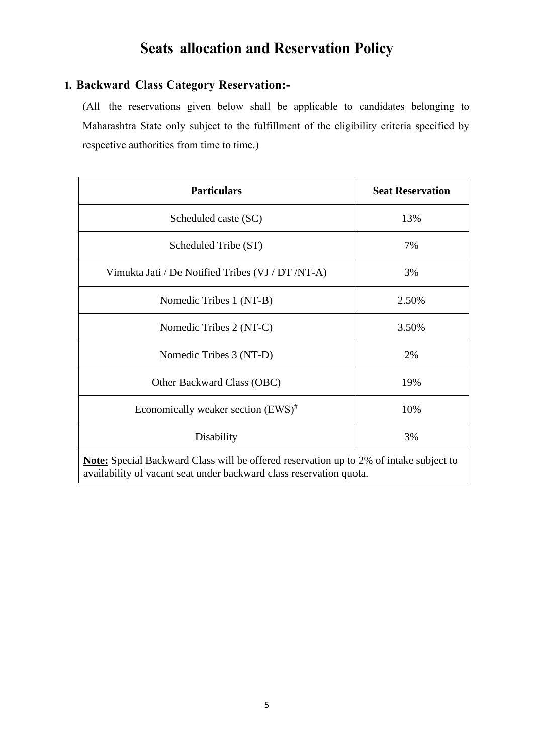# Seats allocation and Reservation Policy

## 1. Backward Class Category Reservation:-

(All the reservations given below shall be applicable to candidates belonging to Maharashtra State only subject to the fulfillment of the eligibility criteria specified by respective authorities from time to time.)

| Particulars | Seat Reservation |
|---|---|
| Scheduled caste (SC) | 13% |
| Scheduled Tribe (ST) | 7% |
| Vimukta Jati / De Notified Tribes (VJ / DT /NT-A) | 3% |
| Nomedic Tribes 1 (NT-B) | 2.50% |
| Nomedic Tribes 2 (NT-C) | 3.50% |
| Nomedic Tribes 3 (NT-D) | 2% |
| Other Backward Class (OBC) | 19% |
| Economically weaker section (EWS)# | 10% |
| Disability | 3% |
| **Note:** Special Backward Class will be offered reservation up to 2% of intake subject to availability of vacant seat under backward class reservation quota. | |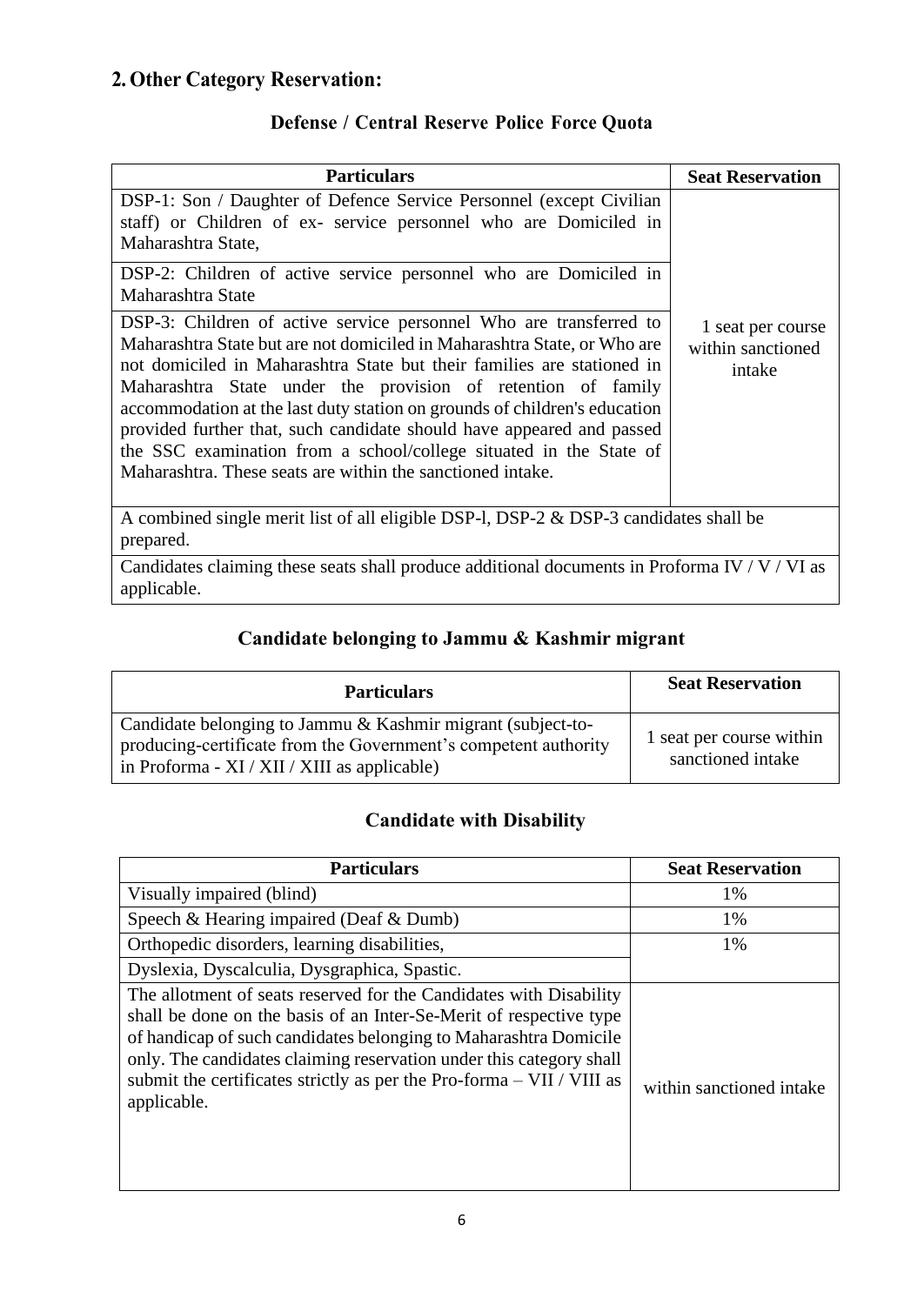## 2. Other Category Reservation:

### Defense / Central Reserve Police Force Quota

| Particulars | Seat Reservation |
|---|---|
| DSP-1: Son / Daughter of Defence Service Personnel (except Civilian staff) or Children of ex- service personnel who are Domiciled in Maharashtra State, | 1 seat per course within sanctioned intake |
| DSP-2: Children of active service personnel who are Domiciled in Maharashtra State | |
| DSP-3: Children of active service personnel Who are transferred to Maharashtra State but are not domiciled in Maharashtra State, or Who are not domiciled in Maharashtra State but their families are stationed in Maharashtra State under the provision of retention of family accommodation at the last duty station on grounds of children's education provided further that, such candidate should have appeared and passed the SSC examination from a school/college situated in the State of Maharashtra. These seats are within the sanctioned intake. | |
| A combined single merit list of all eligible DSP-l, DSP-2 & DSP-3 candidates shall be prepared. | |
| Candidates claiming these seats shall produce additional documents in Proforma IV / V / VI as applicable. | |

### Candidate belonging to Jammu & Kashmir migrant

| Particulars | Seat Reservation |
|---|---|
| Candidate belonging to Jammu & Kashmir migrant (subject-to-producing-certificate from the Government's competent authority in Proforma - XI / XII / XIII as applicable) | 1 seat per course within sanctioned intake |

### Candidate with Disability

| Particulars | Seat Reservation |
|---|---|
| Visually impaired (blind) | 1% |
| Speech & Hearing impaired (Deaf & Dumb) | 1% |
| Orthopedic disorders, learning disabilities, | 1% |
| Dyslexia, Dyscalculia, Dysgraphica, Spastic. | |
| The allotment of seats reserved for the Candidates with Disability shall be done on the basis of an Inter-Se-Merit of respective type of handicap of such candidates belonging to Maharashtra Domicile only. The candidates claiming reservation under this category shall submit the certificates strictly as per the Pro-forma – VII / VIII as applicable. | within sanctioned intake |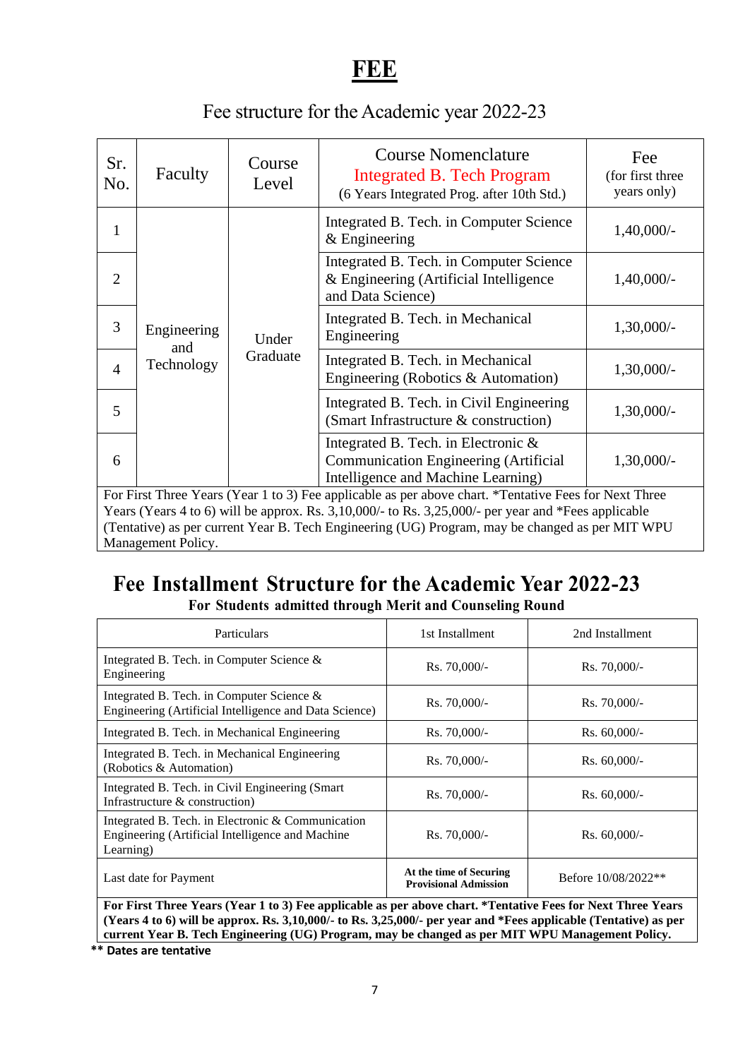# FEE

## Fee structure for the Academic year 2022-23

| Sr. No. | Faculty | Course Level | Course Nomenclature<br>Integrated B. Tech Program<br>(6 Years Integrated Prog. after 10th Std.) | Fee<br>(for first three years only) |
|---|---|---|---|---|
| 1 | Engineering and Technology | Under Graduate | Integrated B. Tech. in Computer Science & Engineering | 1,40,000/- |
| 2 | | | Integrated B. Tech. in Computer Science & Engineering (Artificial Intelligence and Data Science) | 1,40,000/- |
| 3 | | | Integrated B. Tech. in Mechanical Engineering | 1,30,000/- |
| 4 | | | Integrated B. Tech. in Mechanical Engineering (Robotics & Automation) | 1,30,000/- |
| 5 | | | Integrated B. Tech. in Civil Engineering (Smart Infrastructure & construction) | 1,30,000/- |
| 6 | | | Integrated B. Tech. in Electronic & Communication Engineering (Artificial Intelligence and Machine Learning) | 1,30,000/- |

For First Three Years (Year 1 to 3) Fee applicable as per above chart. *Tentative Fees for Next Three Years (Years 4 to 6) will be approx. Rs. 3,10,000/- to Rs. 3,25,000/- per year and *Fees applicable (Tentative) as per current Year B. Tech Engineering (UG) Program, may be changed as per MIT WPU Management Policy.

## Fee Installment Structure for the Academic Year 2022-23

**For Students admitted through Merit and Counseling Round**

| Particulars | 1st Installment | 2nd Installment |
|---|---|---|
| Integrated B. Tech. in Computer Science & Engineering | Rs. 70,000/- | Rs. 70,000/- |
| Integrated B. Tech. in Computer Science & Engineering (Artificial Intelligence and Data Science) | Rs. 70,000/- | Rs. 70,000/- |
| Integrated B. Tech. in Mechanical Engineering | Rs. 70,000/- | Rs. 60,000/- |
| Integrated B. Tech. in Mechanical Engineering (Robotics & Automation) | Rs. 70,000/- | Rs. 60,000/- |
| Integrated B. Tech. in Civil Engineering (Smart Infrastructure & construction) | Rs. 70,000/- | Rs. 60,000/- |
| Integrated B. Tech. in Electronic & Communication Engineering (Artificial Intelligence and Machine Learning) | Rs. 70,000/- | Rs. 60,000/- |
| Last date for Payment | **At the time of Securing Provisional Admission** | Before 10/08/2022** |

**For First Three Years (Year 1 to 3) Fee applicable as per above chart. *Tentative Fees for Next Three Years (Years 4 to 6) will be approx. Rs. 3,10,000/- to Rs. 3,25,000/- per year and *Fees applicable (Tentative) as per current Year B. Tech Engineering (UG) Program, may be changed as per MIT WPU Management Policy.**

**** Dates are tentative**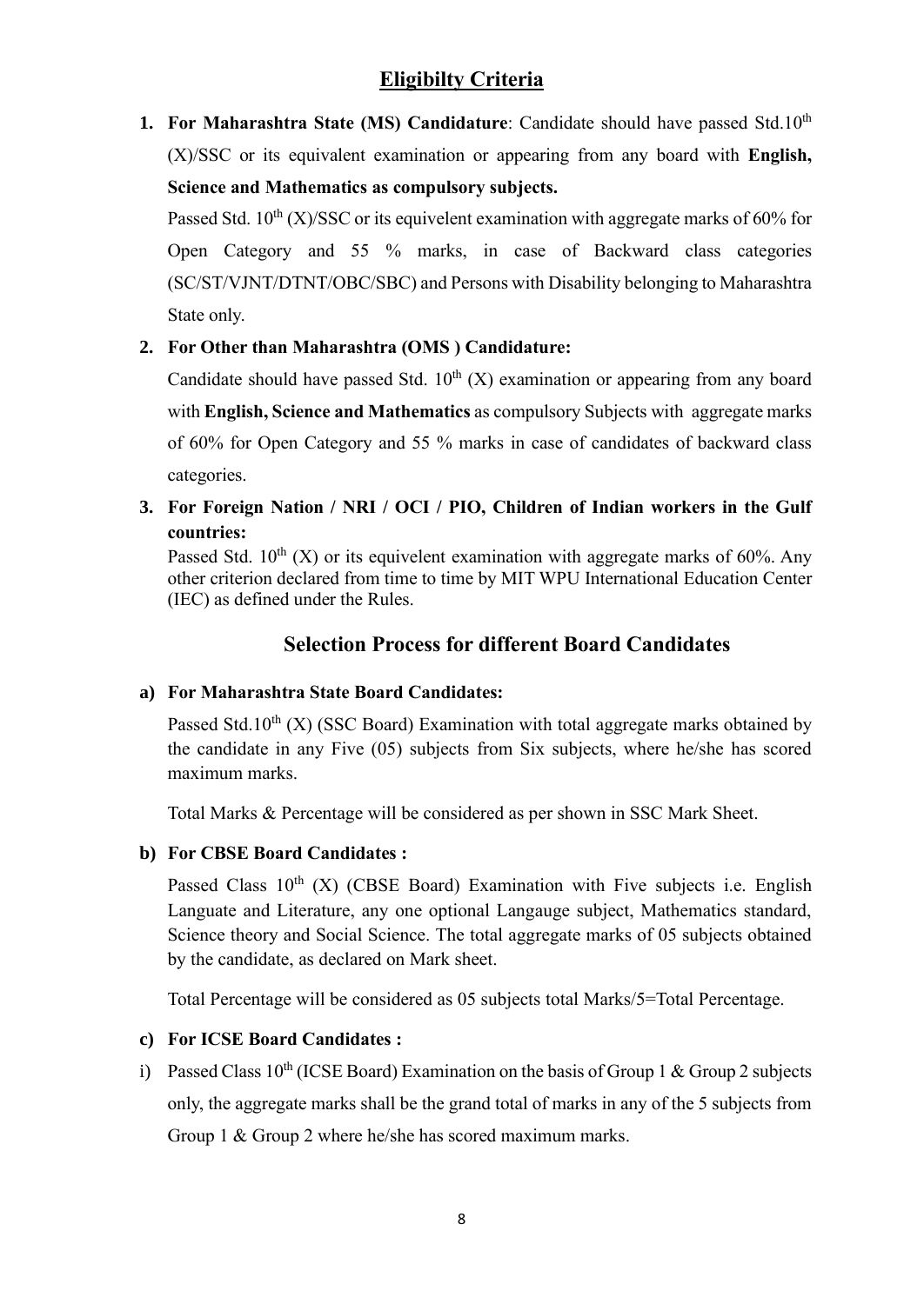## Eligibilty Criteria

1. **For Maharashtra State (MS) Candidature**: Candidate should have passed Std.10th (X)/SSC or its equivalent examination or appearing from any board with **English, Science and Mathematics as compulsory subjects.**

   Passed Std. 10th (X)/SSC or its equivelent examination with aggregate marks of 60% for Open Category and 55 % marks, in case of Backward class categories (SC/ST/VJNT/DTNT/OBC/SBC) and Persons with Disability belonging to Maharashtra State only.

2. **For Other than Maharashtra (OMS ) Candidature:**

   Candidate should have passed Std. 10th (X) examination or appearing from any board with **English, Science and Mathematics** as compulsory Subjects with aggregate marks of 60% for Open Category and 55 % marks in case of candidates of backward class categories.

3. **For Foreign Nation / NRI / OCI / PIO, Children of Indian workers in the Gulf countries:**

   Passed Std. 10th (X) or its equivelent examination with aggregate marks of 60%. Any other criterion declared from time to time by MIT WPU International Education Center (IEC) as defined under the Rules.

## Selection Process for different Board Candidates

**a) For Maharashtra State Board Candidates:**

Passed Std.10th (X) (SSC Board) Examination with total aggregate marks obtained by the candidate in any Five (05) subjects from Six subjects, where he/she has scored maximum marks.

Total Marks & Percentage will be considered as per shown in SSC Mark Sheet.

**b) For CBSE Board Candidates :**

Passed Class 10th (X) (CBSE Board) Examination with Five subjects i.e. English Languate and Literature, any one optional Langauge subject, Mathematics standard, Science theory and Social Science. The total aggregate marks of 05 subjects obtained by the candidate, as declared on Mark sheet.

Total Percentage will be considered as 05 subjects total Marks/5=Total Percentage.

**c) For ICSE Board Candidates :**

i) Passed Class 10th (ICSE Board) Examination on the basis of Group 1 & Group 2 subjects only, the aggregate marks shall be the grand total of marks in any of the 5 subjects from Group 1 & Group 2 where he/she has scored maximum marks.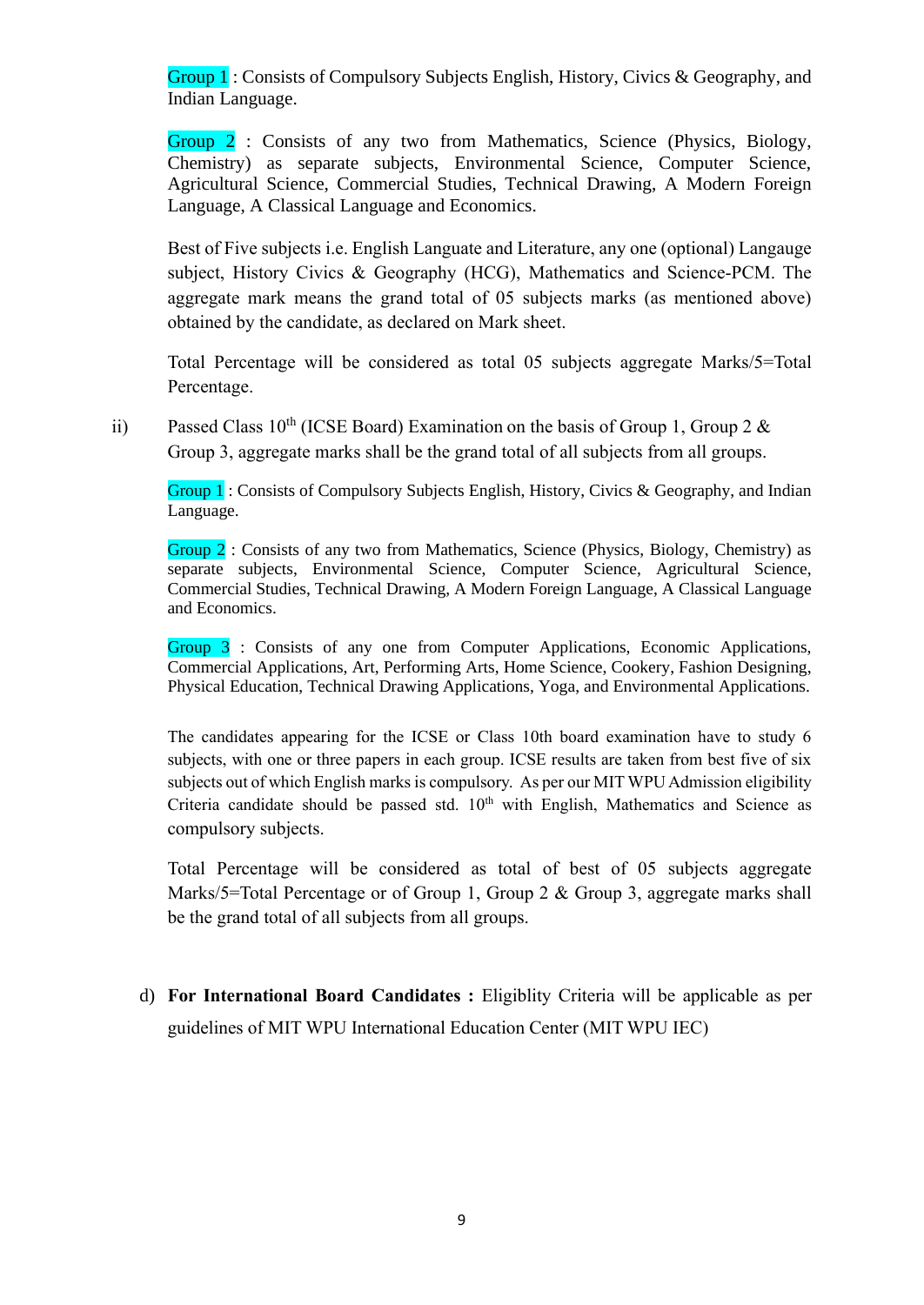Group 1 : Consists of Compulsory Subjects English, History, Civics & Geography, and Indian Language.

Group 2 : Consists of any two from Mathematics, Science (Physics, Biology, Chemistry) as separate subjects, Environmental Science, Computer Science, Agricultural Science, Commercial Studies, Technical Drawing, A Modern Foreign Language, A Classical Language and Economics.

Best of Five subjects i.e. English Languate and Literature, any one (optional) Langauge subject, History Civics & Geography (HCG), Mathematics and Science-PCM. The aggregate mark means the grand total of 05 subjects marks (as mentioned above) obtained by the candidate, as declared on Mark sheet.

Total Percentage will be considered as total 05 subjects aggregate Marks/5=Total Percentage.

ii) Passed Class 10th (ICSE Board) Examination on the basis of Group 1, Group 2 & Group 3, aggregate marks shall be the grand total of all subjects from all groups.

Group 1 : Consists of Compulsory Subjects English, History, Civics & Geography, and Indian Language.

Group 2 : Consists of any two from Mathematics, Science (Physics, Biology, Chemistry) as separate subjects, Environmental Science, Computer Science, Agricultural Science, Commercial Studies, Technical Drawing, A Modern Foreign Language, A Classical Language and Economics.

Group 3 : Consists of any one from Computer Applications, Economic Applications, Commercial Applications, Art, Performing Arts, Home Science, Cookery, Fashion Designing, Physical Education, Technical Drawing Applications, Yoga, and Environmental Applications.

The candidates appearing for the ICSE or Class 10th board examination have to study 6 subjects, with one or three papers in each group. ICSE results are taken from best five of six subjects out of which English marks is compulsory. As per our MIT WPU Admission eligibility Criteria candidate should be passed std. 10th with English, Mathematics and Science as compulsory subjects.

Total Percentage will be considered as total of best of 05 subjects aggregate Marks/5=Total Percentage or of Group 1, Group 2 & Group 3, aggregate marks shall be the grand total of all subjects from all groups.

d) **For International Board Candidates :** Eligiblity Criteria will be applicable as per guidelines of MIT WPU International Education Center (MIT WPU IEC)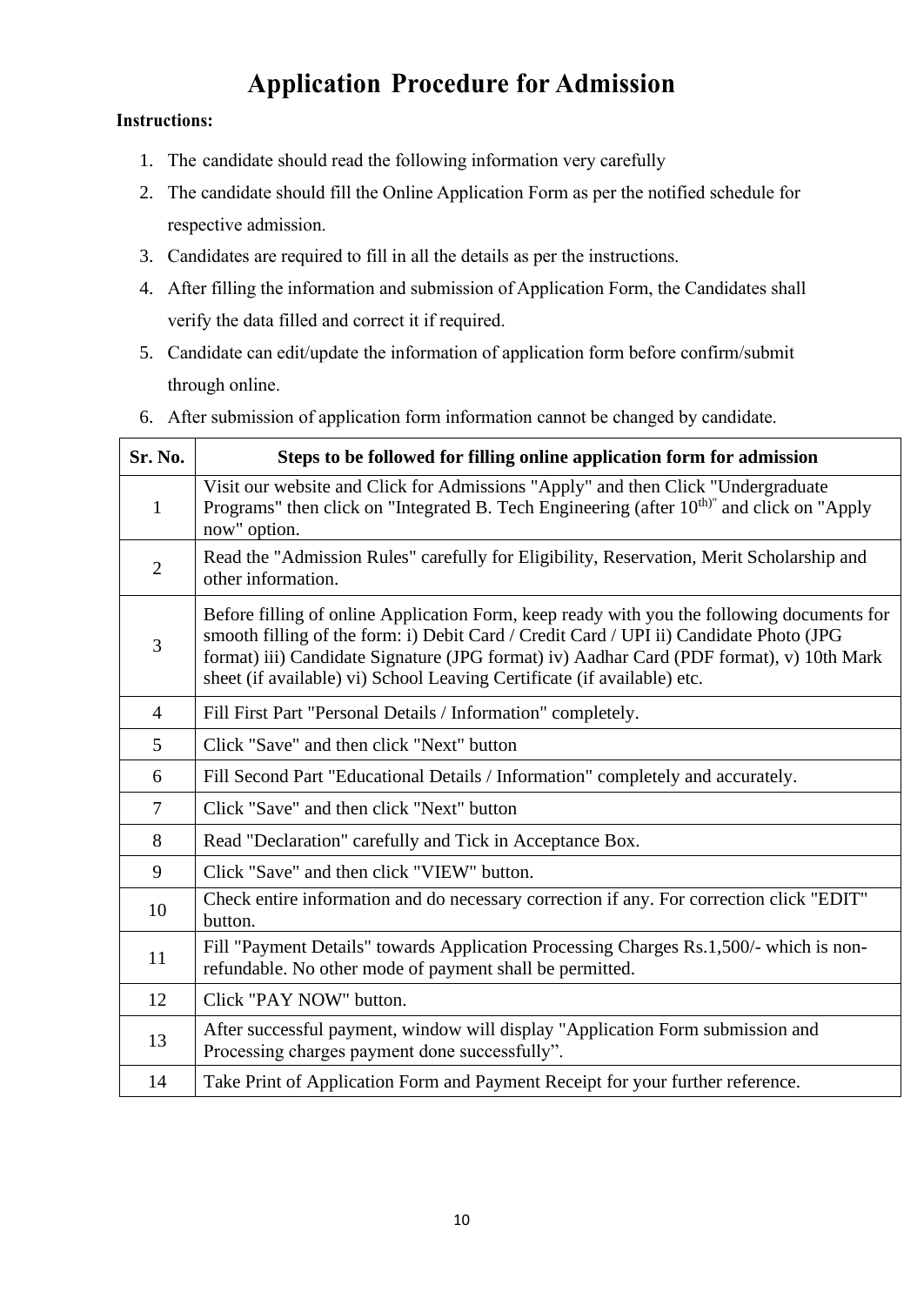# Application Procedure for Admission

**Instructions:**

1. The candidate should read the following information very carefully
2. The candidate should fill the Online Application Form as per the notified schedule for respective admission.
3. Candidates are required to fill in all the details as per the instructions.
4. After filling the information and submission of Application Form, the Candidates shall verify the data filled and correct it if required.
5. Candidate can edit/update the information of application form before confirm/submit through online.
6. After submission of application form information cannot be changed by candidate.

| Sr. No. | Steps to be followed for filling online application form for admission |
|---|---|
| 1 | Visit our website and Click for Admissions "Apply" and then Click "Undergraduate Programs" then click on "Integrated B. Tech Engineering (after 10th)" and click on "Apply now" option. |
| 2 | Read the "Admission Rules" carefully for Eligibility, Reservation, Merit Scholarship and other information. |
| 3 | Before filling of online Application Form, keep ready with you the following documents for smooth filling of the form: i) Debit Card / Credit Card / UPI ii) Candidate Photo (JPG format) iii) Candidate Signature (JPG format) iv) Aadhar Card (PDF format), v) 10th Mark sheet (if available) vi) School Leaving Certificate (if available) etc. |
| 4 | Fill First Part "Personal Details / Information" completely. |
| 5 | Click "Save" and then click "Next" button |
| 6 | Fill Second Part "Educational Details / Information" completely and accurately. |
| 7 | Click "Save" and then click "Next" button |
| 8 | Read "Declaration" carefully and Tick in Acceptance Box. |
| 9 | Click "Save" and then click "VIEW" button. |
| 10 | Check entire information and do necessary correction if any. For correction click "EDIT" button. |
| 11 | Fill "Payment Details" towards Application Processing Charges Rs.1,500/- which is non-refundable. No other mode of payment shall be permitted. |
| 12 | Click "PAY NOW" button. |
| 13 | After successful payment, window will display "Application Form submission and Processing charges payment done successfully". |
| 14 | Take Print of Application Form and Payment Receipt for your further reference. |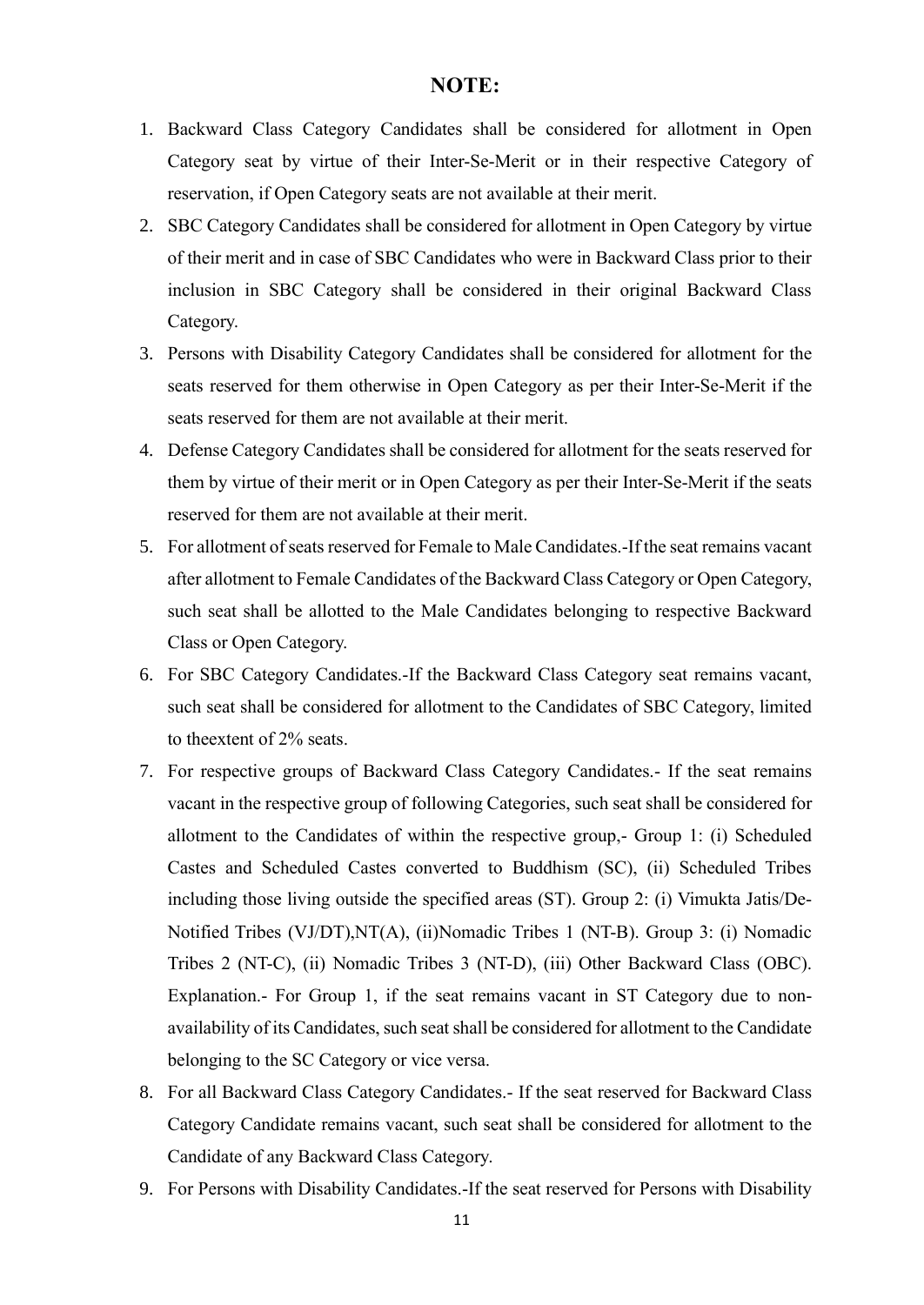## NOTE:

1. Backward Class Category Candidates shall be considered for allotment in Open Category seat by virtue of their Inter-Se-Merit or in their respective Category of reservation, if Open Category seats are not available at their merit.
2. SBC Category Candidates shall be considered for allotment in Open Category by virtue of their merit and in case of SBC Candidates who were in Backward Class prior to their inclusion in SBC Category shall be considered in their original Backward Class Category.
3. Persons with Disability Category Candidates shall be considered for allotment for the seats reserved for them otherwise in Open Category as per their Inter-Se-Merit if the seats reserved for them are not available at their merit.
4. Defense Category Candidates shall be considered for allotment for the seats reserved for them by virtue of their merit or in Open Category as per their Inter-Se-Merit if the seats reserved for them are not available at their merit.
5. For allotment of seats reserved for Female to Male Candidates.-If the seat remains vacant after allotment to Female Candidates of the Backward Class Category or Open Category, such seat shall be allotted to the Male Candidates belonging to respective Backward Class or Open Category.
6. For SBC Category Candidates.-If the Backward Class Category seat remains vacant, such seat shall be considered for allotment to the Candidates of SBC Category, limited to theextent of 2% seats.
7. For respective groups of Backward Class Category Candidates.- If the seat remains vacant in the respective group of following Categories, such seat shall be considered for allotment to the Candidates of within the respective group,- Group 1: (i) Scheduled Castes and Scheduled Castes converted to Buddhism (SC), (ii) Scheduled Tribes including those living outside the specified areas (ST). Group 2: (i) Vimukta Jatis/De-Notified Tribes (VJ/DT),NT(A), (ii)Nomadic Tribes 1 (NT-B). Group 3: (i) Nomadic Tribes 2 (NT-C), (ii) Nomadic Tribes 3 (NT-D), (iii) Other Backward Class (OBC). Explanation.- For Group 1, if the seat remains vacant in ST Category due to non-availability of its Candidates, such seat shall be considered for allotment to the Candidate belonging to the SC Category or vice versa.
8. For all Backward Class Category Candidates.- If the seat reserved for Backward Class Category Candidate remains vacant, such seat shall be considered for allotment to the Candidate of any Backward Class Category.
9. For Persons with Disability Candidates.-If the seat reserved for Persons with Disability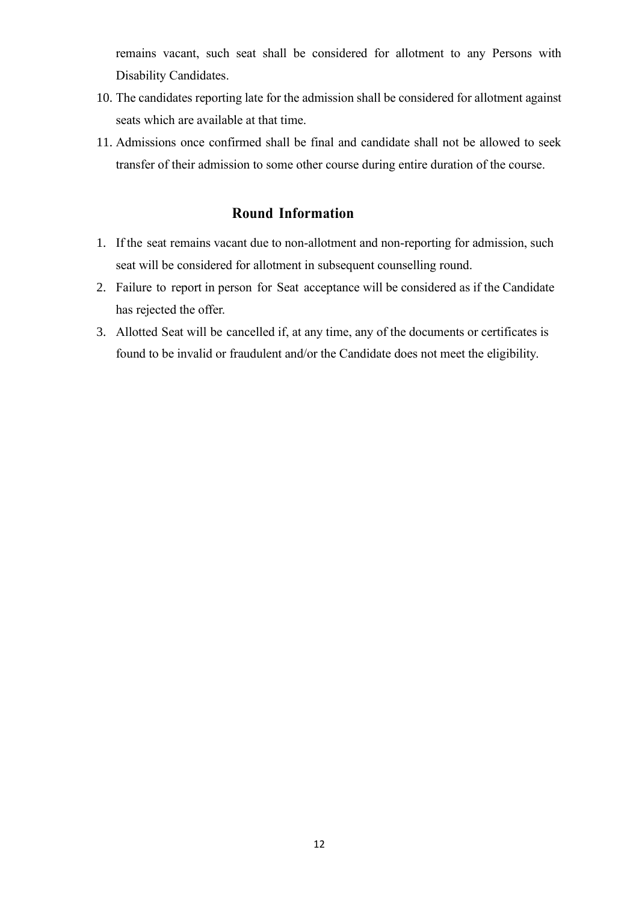remains vacant, such seat shall be considered for allotment to any Persons with Disability Candidates.

10. The candidates reporting late for the admission shall be considered for allotment against seats which are available at that time.
11. Admissions once confirmed shall be final and candidate shall not be allowed to seek transfer of their admission to some other course during entire duration of the course.

## Round Information

1. If the seat remains vacant due to non-allotment and non-reporting for admission, such seat will be considered for allotment in subsequent counselling round.
2. Failure to report in person for Seat acceptance will be considered as if the Candidate has rejected the offer.
3. Allotted Seat will be cancelled if, at any time, any of the documents or certificates is found to be invalid or fraudulent and/or the Candidate does not meet the eligibility.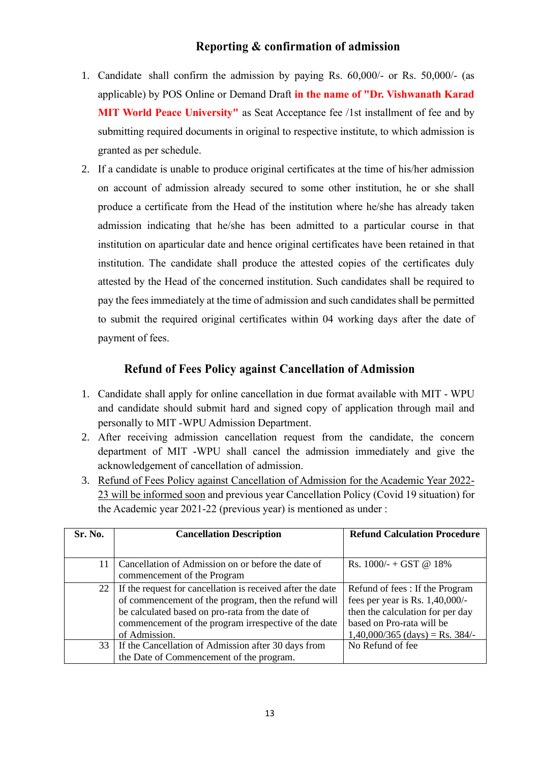## Reporting & confirmation of admission

1. Candidate shall confirm the admission by paying Rs. 60,000/- or Rs. 50,000/- (as applicable) by POS Online or Demand Draft **in the name of "Dr. Vishwanath Karad MIT World Peace University"** as Seat Acceptance fee /1st installment of fee and by submitting required documents in original to respective institute, to which admission is granted as per schedule.
2. If a candidate is unable to produce original certificates at the time of his/her admission on account of admission already secured to some other institution, he or she shall produce a certificate from the Head of the institution where he/she has already taken admission indicating that he/she has been admitted to a particular course in that institution on aparticular date and hence original certificates have been retained in that institution. The candidate shall produce the attested copies of the certificates duly attested by the Head of the concerned institution. Such candidates shall be required to pay the fees immediately at the time of admission and such candidates shall be permitted to submit the required original certificates within 04 working days after the date of payment of fees.

## Refund of Fees Policy against Cancellation of Admission

1. Candidate shall apply for online cancellation in due format available with MIT - WPU and candidate should submit hard and signed copy of application through mail and personally to MIT -WPU Admission Department.
2. After receiving admission cancellation request from the candidate, the concern department of MIT -WPU shall cancel the admission immediately and give the acknowledgement of cancellation of admission.
3. Refund of Fees Policy against Cancellation of Admission for the Academic Year 2022-23 will be informed soon and previous year Cancellation Policy (Covid 19 situation) for the Academic year 2021-22 (previous year) is mentioned as under :

| Sr. No. | Cancellation Description | Refund Calculation Procedure |
|---|---|---|
| 11 | Cancellation of Admission on or before the date of commencement of the Program | Rs. 1000/- + GST @ 18% |
| 22 | If the request for cancellation is received after the date of commencement of the program, then the refund will be calculated based on pro-rata from the date of commencement of the program irrespective of the date of Admission. | Refund of fees : If the Program fees per year is Rs. 1,40,000/- then the calculation for per day based on Pro-rata will be 1,40,000/365 (days) = Rs. 384/- |
| 33 | If the Cancellation of Admission after 30 days from the Date of Commencement of the program. | No Refund of fee |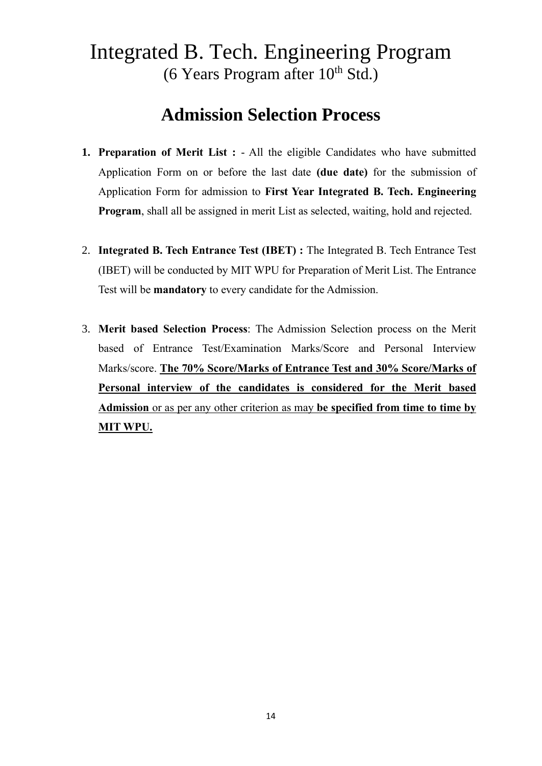# Integrated B. Tech. Engineering Program

(6 Years Program after 10th Std.)

## Admission Selection Process

1. **Preparation of Merit List :** - All the eligible Candidates who have submitted Application Form on or before the last date **(due date)** for the submission of Application Form for admission to **First Year Integrated B. Tech. Engineering Program**, shall all be assigned in merit List as selected, waiting, hold and rejected.

2. **Integrated B. Tech Entrance Test (IBET) :** The Integrated B. Tech Entrance Test (IBET) will be conducted by MIT WPU for Preparation of Merit List. The Entrance Test will be **mandatory** to every candidate for the Admission.

3. **Merit based Selection Process**: The Admission Selection process on the Merit based of Entrance Test/Examination Marks/Score and Personal Interview Marks/score. <u>**The 70% Score/Marks of Entrance Test and 30% Score/Marks of Personal interview of the candidates is considered for the Merit based Admission** or as per any other criterion as may **be specified from time to time by MIT WPU.**</u>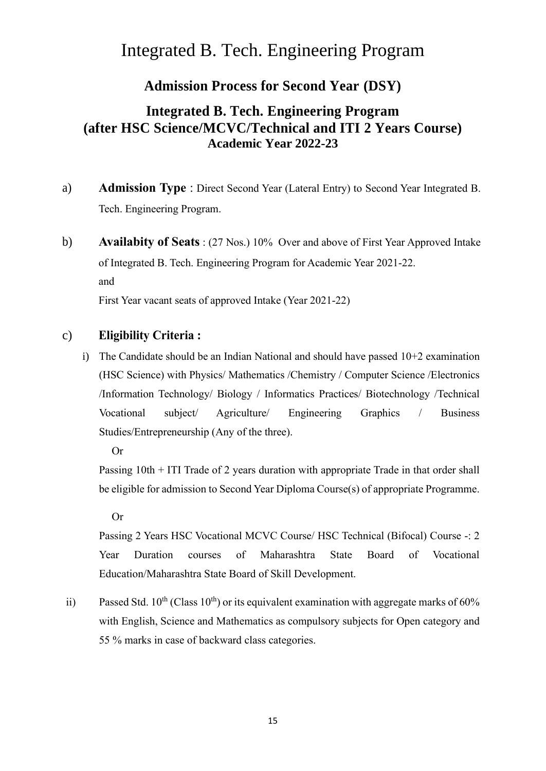# Integrated B. Tech. Engineering Program

## Admission Process for Second Year (DSY)

## Integrated B. Tech. Engineering Program (after HSC Science/MCVC/Technical and ITI 2 Years Course)

### Academic Year 2022-23

a) **Admission Type** : Direct Second Year (Lateral Entry) to Second Year Integrated B. Tech. Engineering Program.

b) **Availabity of Seats** : (27 Nos.) 10% Over and above of First Year Approved Intake of Integrated B. Tech. Engineering Program for Academic Year 2021-22.
and
First Year vacant seats of approved Intake (Year 2021-22)

c) **Eligibility Criteria :**

i) The Candidate should be an Indian National and should have passed 10+2 examination (HSC Science) with Physics/ Mathematics /Chemistry / Computer Science /Electronics /Information Technology/ Biology / Informatics Practices/ Biotechnology /Technical Vocational subject/ Agriculture/ Engineering Graphics / Business Studies/Entrepreneurship (Any of the three).

Or

Passing 10th + ITI Trade of 2 years duration with appropriate Trade in that order shall be eligible for admission to Second Year Diploma Course(s) of appropriate Programme.

Or

Passing 2 Years HSC Vocational MCVC Course/ HSC Technical (Bifocal) Course -: 2 Year Duration courses of Maharashtra State Board of Vocational Education/Maharashtra State Board of Skill Development.

ii) Passed Std. 10th (Class 10th) or its equivalent examination with aggregate marks of 60% with English, Science and Mathematics as compulsory subjects for Open category and 55 % marks in case of backward class categories.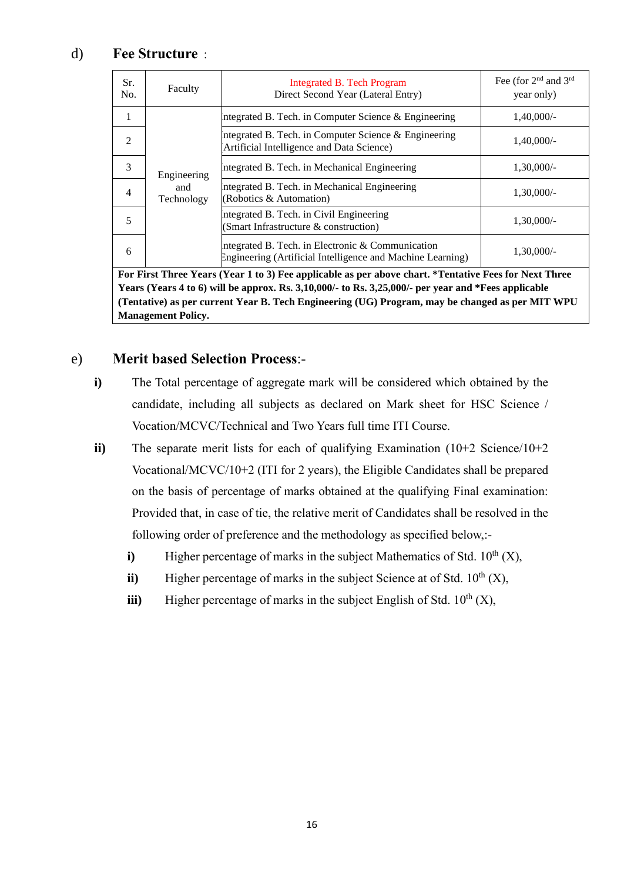d) **Fee Structure** :

| Sr. No. | Faculty | Integrated B. Tech Program Direct Second Year (Lateral Entry) | Fee (for 2nd and 3rd year only) |
|---|---|---|---|
| 1 | Engineering and Technology | ntegrated B. Tech. in Computer Science & Engineering | 1,40,000/- |
| 2 | | ntegrated B. Tech. in Computer Science & Engineering Artificial Intelligence and Data Science) | 1,40,000/- |
| 3 | | ntegrated B. Tech. in Mechanical Engineering | 1,30,000/- |
| 4 | | ntegrated B. Tech. in Mechanical Engineering (Robotics & Automation) | 1,30,000/- |
| 5 | | ntegrated B. Tech. in Civil Engineering (Smart Infrastructure & construction) | 1,30,000/- |
| 6 | | ntegrated B. Tech. in Electronic & Communication Engineering (Artificial Intelligence and Machine Learning) | 1,30,000/- |
| **For First Three Years (Year 1 to 3) Fee applicable as per above chart. *Tentative Fees for Next Three Years (Years 4 to 6) will be approx. Rs. 3,10,000/- to Rs. 3,25,000/- per year and *Fees applicable (Tentative) as per current Year B. Tech Engineering (UG) Program, may be changed as per MIT WPU Management Policy.** | | | |

e) **Merit based Selection Process**:-

**i)** The Total percentage of aggregate mark will be considered which obtained by the candidate, including all subjects as declared on Mark sheet for HSC Science / Vocation/MCVC/Technical and Two Years full time ITI Course.

**ii)** The separate merit lists for each of qualifying Examination (10+2 Science/10+2 Vocational/MCVC/10+2 (ITI for 2 years), the Eligible Candidates shall be prepared on the basis of percentage of marks obtained at the qualifying Final examination: Provided that, in case of tie, the relative merit of Candidates shall be resolved in the following order of preference and the methodology as specified below,:-

- **i)** Higher percentage of marks in the subject Mathematics of Std. 10th (X),
- **ii)** Higher percentage of marks in the subject Science at of Std. 10th (X),
- **iii)** Higher percentage of marks in the subject English of Std. 10th (X),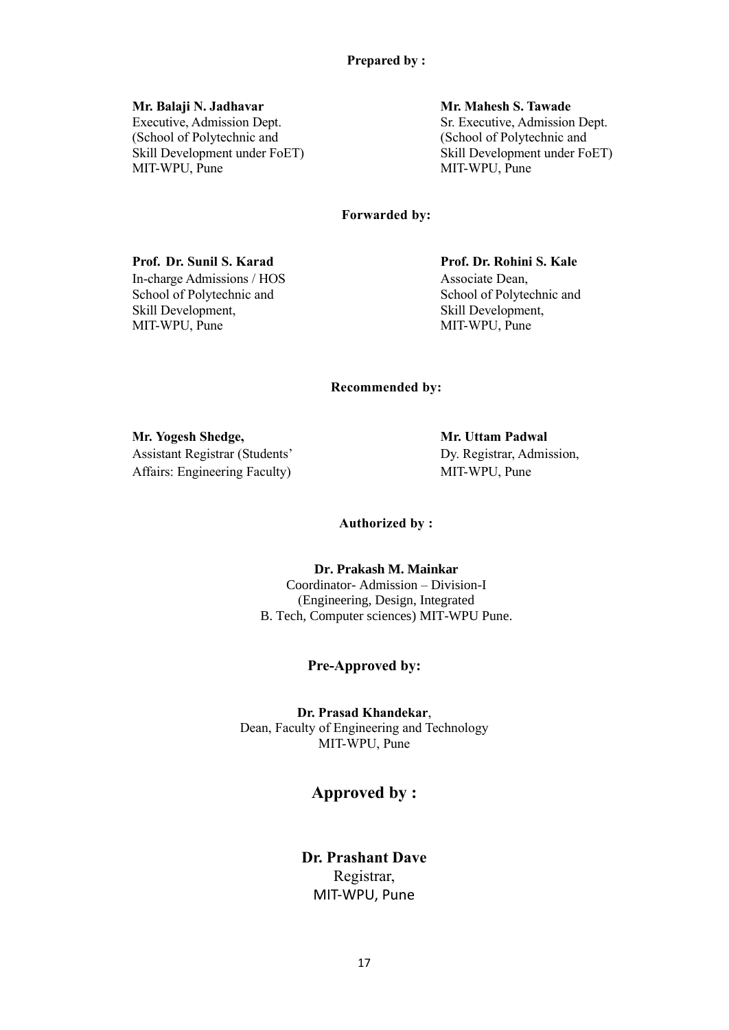**Prepared by :**

**Mr. Balaji N. Jadhavar**
Executive, Admission Dept.
(School of Polytechnic and
Skill Development under FoET)
MIT-WPU, Pune

**Mr. Mahesh S. Tawade**
Sr. Executive, Admission Dept.
(School of Polytechnic and
Skill Development under FoET)
MIT-WPU, Pune

**Forwarded by:**

**Prof. Dr. Sunil S. Karad**
In-charge Admissions / HOS
School of Polytechnic and
Skill Development,
MIT-WPU, Pune

**Prof. Dr. Rohini S. Kale**
Associate Dean,
School of Polytechnic and
Skill Development,
MIT-WPU, Pune

**Recommended by:**

**Mr. Yogesh Shedge,**
Assistant Registrar (Students' Affairs: Engineering Faculty)

**Mr. Uttam Padwal**
Dy. Registrar, Admission,
MIT-WPU, Pune

**Authorized by :**

**Dr. Prakash M. Mainkar**
Coordinator- Admission – Division-I
(Engineering, Design, Integrated
B. Tech, Computer sciences) MIT-WPU Pune.

**Pre-Approved by:**

**Dr. Prasad Khandekar**,
Dean, Faculty of Engineering and Technology
MIT-WPU, Pune

**Approved by :**

**Dr. Prashant Dave**
Registrar,
MIT-WPU, Pune